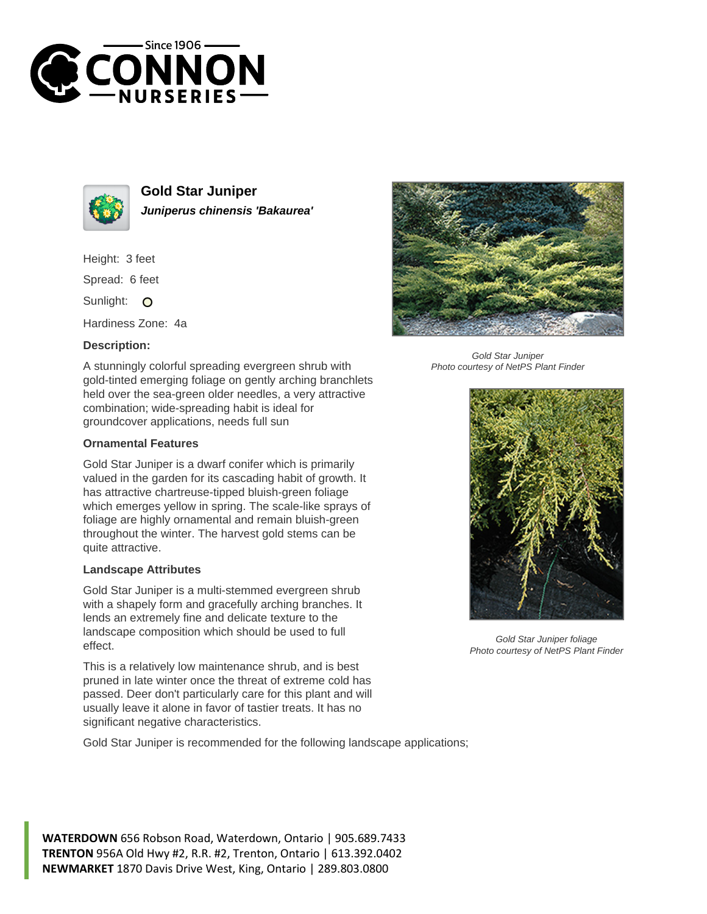# Gold Star Juniper

***Juniperus chinensis 'Bakaurea'***

Height: 3 feet

Spread: 6 feet

Sunlight: O

Hardiness Zone: 4a

### Description:

A stunningly colorful spreading evergreen shrub with gold-tinted emerging foliage on gently arching branchlets held over the sea-green older needles, a very attractive combination; wide-spreading habit is ideal for groundcover applications, needs full sun

### Ornamental Features

Gold Star Juniper is a dwarf conifer which is primarily valued in the garden for its cascading habit of growth. It has attractive chartreuse-tipped bluish-green foliage which emerges yellow in spring. The scale-like sprays of foliage are highly ornamental and remain bluish-green throughout the winter. The harvest gold stems can be quite attractive.

### Landscape Attributes

Gold Star Juniper is a multi-stemmed evergreen shrub with a shapely form and gracefully arching branches. It lends an extremely fine and delicate texture to the landscape composition which should be used to full effect.

This is a relatively low maintenance shrub, and is best pruned in late winter once the threat of extreme cold has passed. Deer don't particularly care for this plant and will usually leave it alone in favor of tastier treats. It has no significant negative characteristics.

Gold Star Juniper is recommended for the following landscape applications;

*Gold Star Juniper*
*Photo courtesy of NetPS Plant Finder*

*Gold Star Juniper foliage*
*Photo courtesy of NetPS Plant Finder*

**WATERDOWN** 656 Robson Road, Waterdown, Ontario | 905.689.7433
**TRENTON** 956A Old Hwy #2, R.R. #2, Trenton, Ontario | 613.392.0402
**NEWMARKET** 1870 Davis Drive West, King, Ontario | 289.803.0800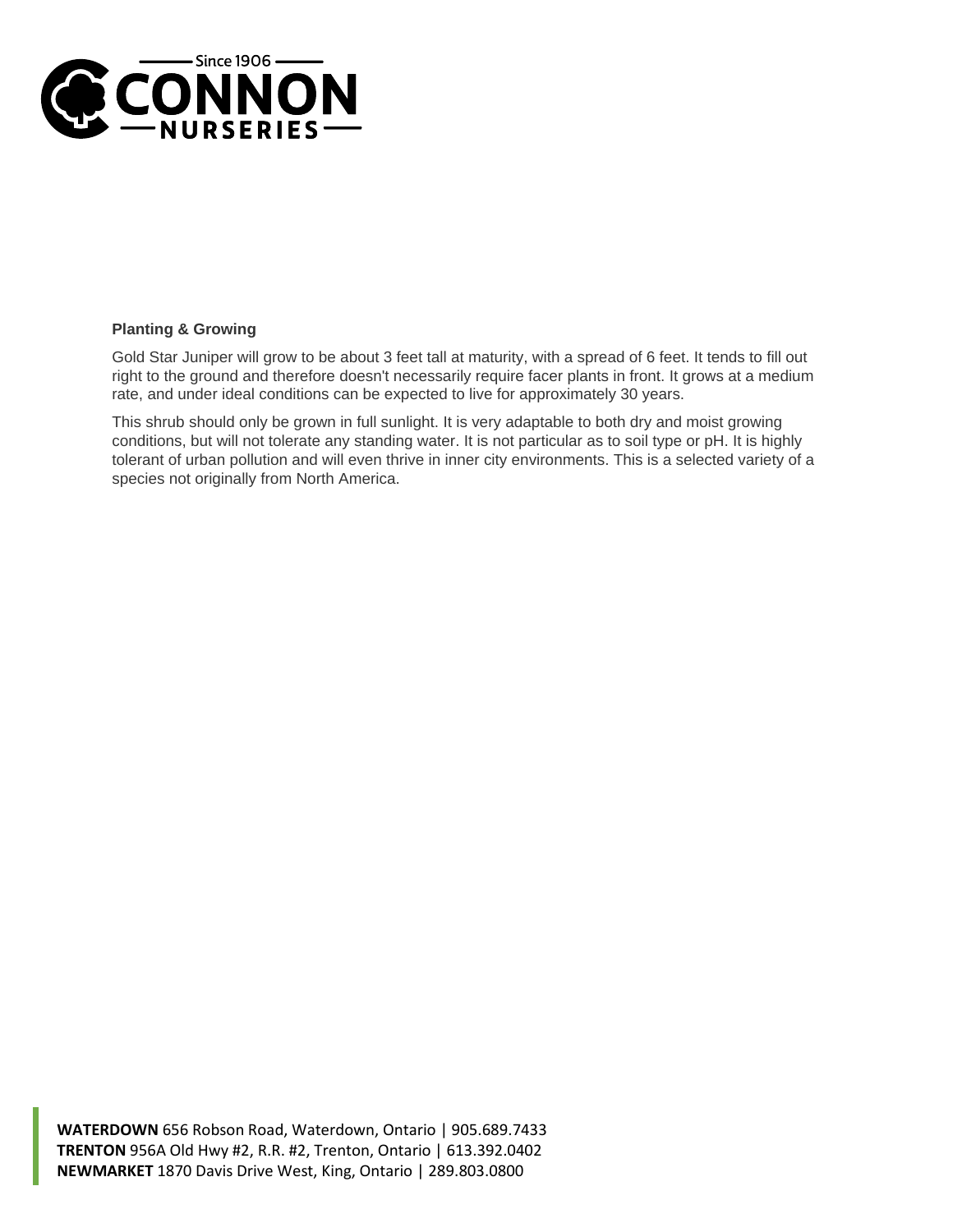### Planting & Growing

Gold Star Juniper will grow to be about 3 feet tall at maturity, with a spread of 6 feet. It tends to fill out right to the ground and therefore doesn't necessarily require facer plants in front. It grows at a medium rate, and under ideal conditions can be expected to live for approximately 30 years.

This shrub should only be grown in full sunlight. It is very adaptable to both dry and moist growing conditions, but will not tolerate any standing water. It is not particular as to soil type or pH. It is highly tolerant of urban pollution and will even thrive in inner city environments. This is a selected variety of a species not originally from North America.